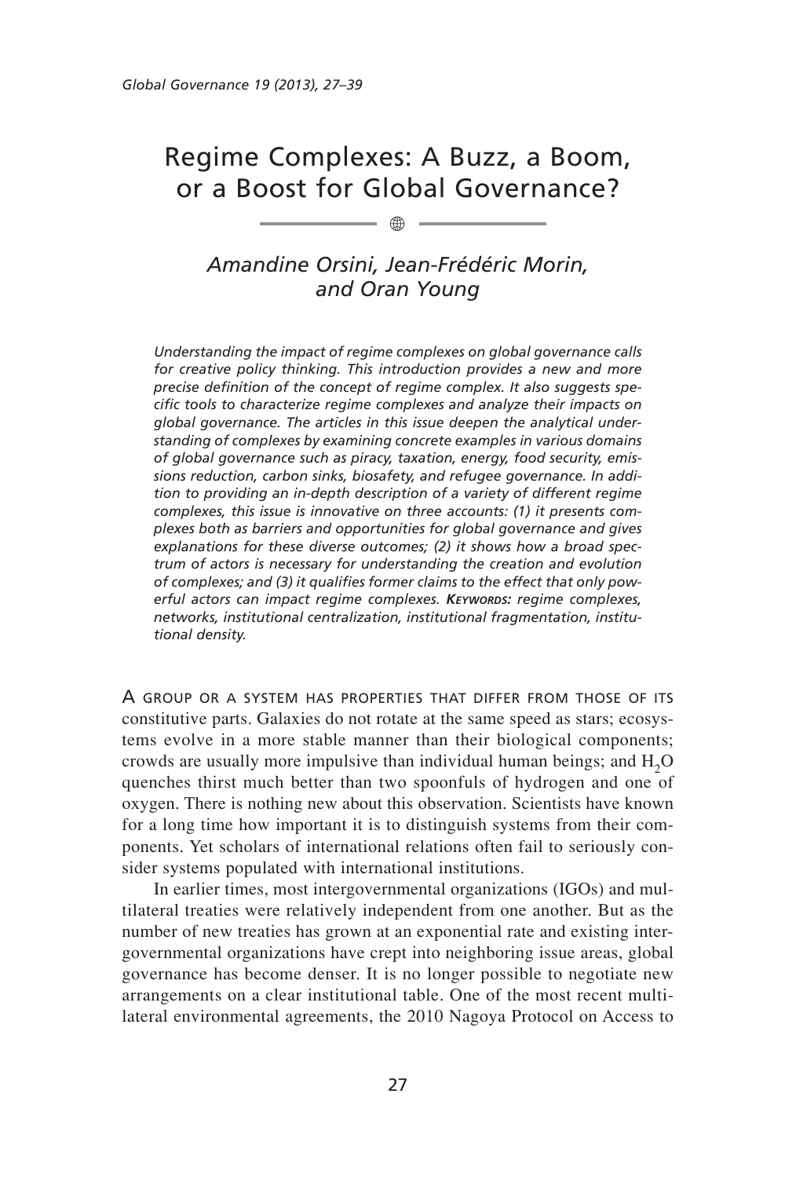# Regime Complexes: A Buzz, a Boom, or a Boost for Global Governance?

*Amandine Orsini, Jean-Frédéric Morin, and Oran Young*

*Understanding the impact of regime complexes on global governance calls for creative policy thinking. This introduction provides a new and more precise definition of the concept of regime complex. It also suggests specific tools to characterize regime complexes and analyze their impacts on global governance. The articles in this issue deepen the analytical understanding of complexes by examining concrete examples in various domains of global governance such as piracy, taxation, energy, food security, emissions reduction, carbon sinks, biosafety, and refugee governance. In addition to providing an in-depth description of a variety of different regime complexes, this issue is innovative on three accounts: (1) it presents complexes both as barriers and opportunities for global governance and gives explanations for these diverse outcomes; (2) it shows how a broad spectrum of actors is necessary for understanding the creation and evolution of complexes; and (3) it qualifies former claims to the effect that only powerful actors can impact regime complexes.* ***Keywords:*** *regime complexes, networks, institutional centralization, institutional fragmentation, institutional density.*

A group or a system has properties that differ from those of its constitutive parts. Galaxies do not rotate at the same speed as stars; ecosystems evolve in a more stable manner than their biological components; crowds are usually more impulsive than individual human beings; and $H_2O$ quenches thirst much better than two spoonfuls of hydrogen and one of oxygen. There is nothing new about this observation. Scientists have known for a long time how important it is to distinguish systems from their components. Yet scholars of international relations often fail to seriously consider systems populated with international institutions.

In earlier times, most intergovernmental organizations (IGOs) and multilateral treaties were relatively independent from one another. But as the number of new treaties has grown at an exponential rate and existing intergovernmental organizations have crept into neighboring issue areas, global governance has become denser. It is no longer possible to negotiate new arrangements on a clear institutional table. One of the most recent multilateral environmental agreements, the 2010 Nagoya Protocol on Access to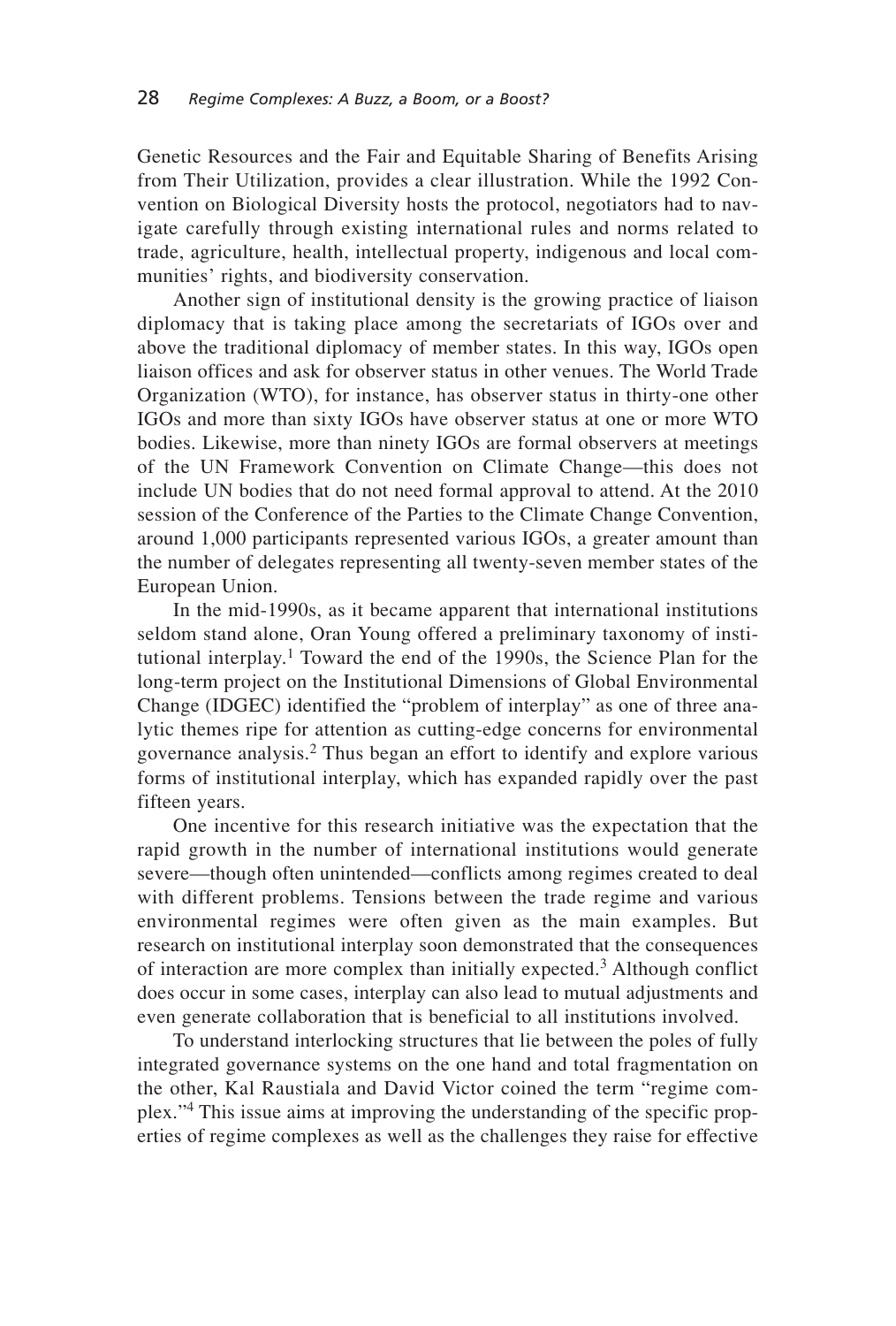Genetic Resources and the Fair and Equitable Sharing of Benefits Arising from Their Utilization, provides a clear illustration. While the 1992 Convention on Biological Diversity hosts the protocol, negotiators had to navigate carefully through existing international rules and norms related to trade, agriculture, health, intellectual property, indigenous and local communities' rights, and biodiversity conservation.

Another sign of institutional density is the growing practice of liaison diplomacy that is taking place among the secretariats of IGOs over and above the traditional diplomacy of member states. In this way, IGOs open liaison offices and ask for observer status in other venues. The World Trade Organization (WTO), for instance, has observer status in thirty-one other IGOs and more than sixty IGOs have observer status at one or more WTO bodies. Likewise, more than ninety IGOs are formal observers at meetings of the UN Framework Convention on Climate Change—this does not include UN bodies that do not need formal approval to attend. At the 2010 session of the Conference of the Parties to the Climate Change Convention, around 1,000 participants represented various IGOs, a greater amount than the number of delegates representing all twenty-seven member states of the European Union.

In the mid-1990s, as it became apparent that international institutions seldom stand alone, Oran Young offered a preliminary taxonomy of institutional interplay.[1] Toward the end of the 1990s, the Science Plan for the long-term project on the Institutional Dimensions of Global Environmental Change (IDGEC) identified the "problem of interplay" as one of three analytic themes ripe for attention as cutting-edge concerns for environmental governance analysis.[2] Thus began an effort to identify and explore various forms of institutional interplay, which has expanded rapidly over the past fifteen years.

One incentive for this research initiative was the expectation that the rapid growth in the number of international institutions would generate severe—though often unintended—conflicts among regimes created to deal with different problems. Tensions between the trade regime and various environmental regimes were often given as the main examples. But research on institutional interplay soon demonstrated that the consequences of interaction are more complex than initially expected.[3] Although conflict does occur in some cases, interplay can also lead to mutual adjustments and even generate collaboration that is beneficial to all institutions involved.

To understand interlocking structures that lie between the poles of fully integrated governance systems on the one hand and total fragmentation on the other, Kal Raustiala and David Victor coined the term "regime complex."[4] This issue aims at improving the understanding of the specific properties of regime complexes as well as the challenges they raise for effective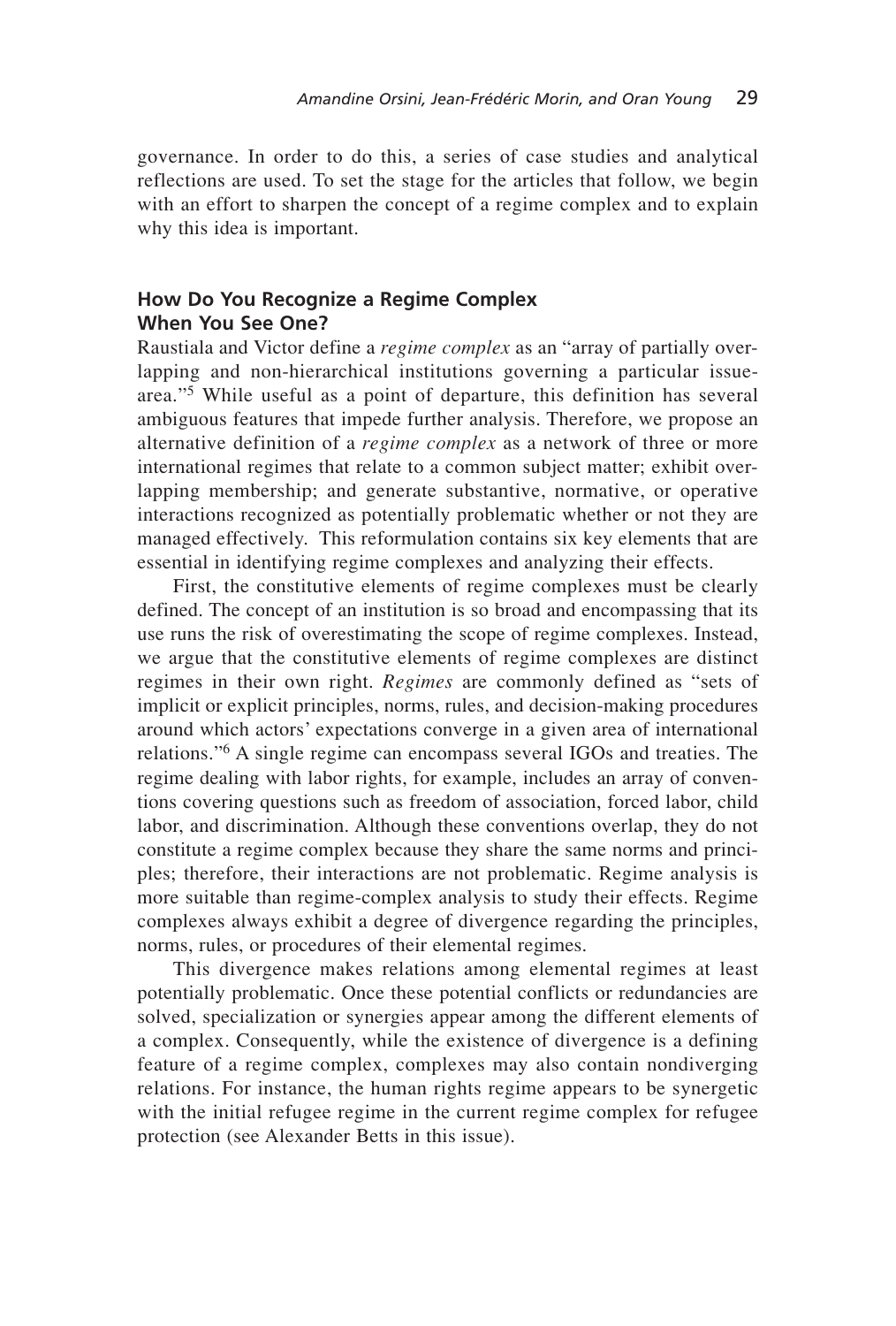governance. In order to do this, a series of case studies and analytical reflections are used. To set the stage for the articles that follow, we begin with an effort to sharpen the concept of a regime complex and to explain why this idea is important.

### How Do You Recognize a Regime Complex When You See One?

Raustiala and Victor define a *regime complex* as an "array of partially overlapping and non-hierarchical institutions governing a particular issue-area."[5] While useful as a point of departure, this definition has several ambiguous features that impede further analysis. Therefore, we propose an alternative definition of a *regime complex* as a network of three or more international regimes that relate to a common subject matter; exhibit overlapping membership; and generate substantive, normative, or operative interactions recognized as potentially problematic whether or not they are managed effectively. This reformulation contains six key elements that are essential in identifying regime complexes and analyzing their effects.

First, the constitutive elements of regime complexes must be clearly defined. The concept of an institution is so broad and encompassing that its use runs the risk of overestimating the scope of regime complexes. Instead, we argue that the constitutive elements of regime complexes are distinct regimes in their own right. *Regimes* are commonly defined as "sets of implicit or explicit principles, norms, rules, and decision-making procedures around which actors' expectations converge in a given area of international relations."[6] A single regime can encompass several IGOs and treaties. The regime dealing with labor rights, for example, includes an array of conventions covering questions such as freedom of association, forced labor, child labor, and discrimination. Although these conventions overlap, they do not constitute a regime complex because they share the same norms and principles; therefore, their interactions are not problematic. Regime analysis is more suitable than regime-complex analysis to study their effects. Regime complexes always exhibit a degree of divergence regarding the principles, norms, rules, or procedures of their elemental regimes.

This divergence makes relations among elemental regimes at least potentially problematic. Once these potential conflicts or redundancies are solved, specialization or synergies appear among the different elements of a complex. Consequently, while the existence of divergence is a defining feature of a regime complex, complexes may also contain nondiverging relations. For instance, the human rights regime appears to be synergetic with the initial refugee regime in the current regime complex for refugee protection (see Alexander Betts in this issue).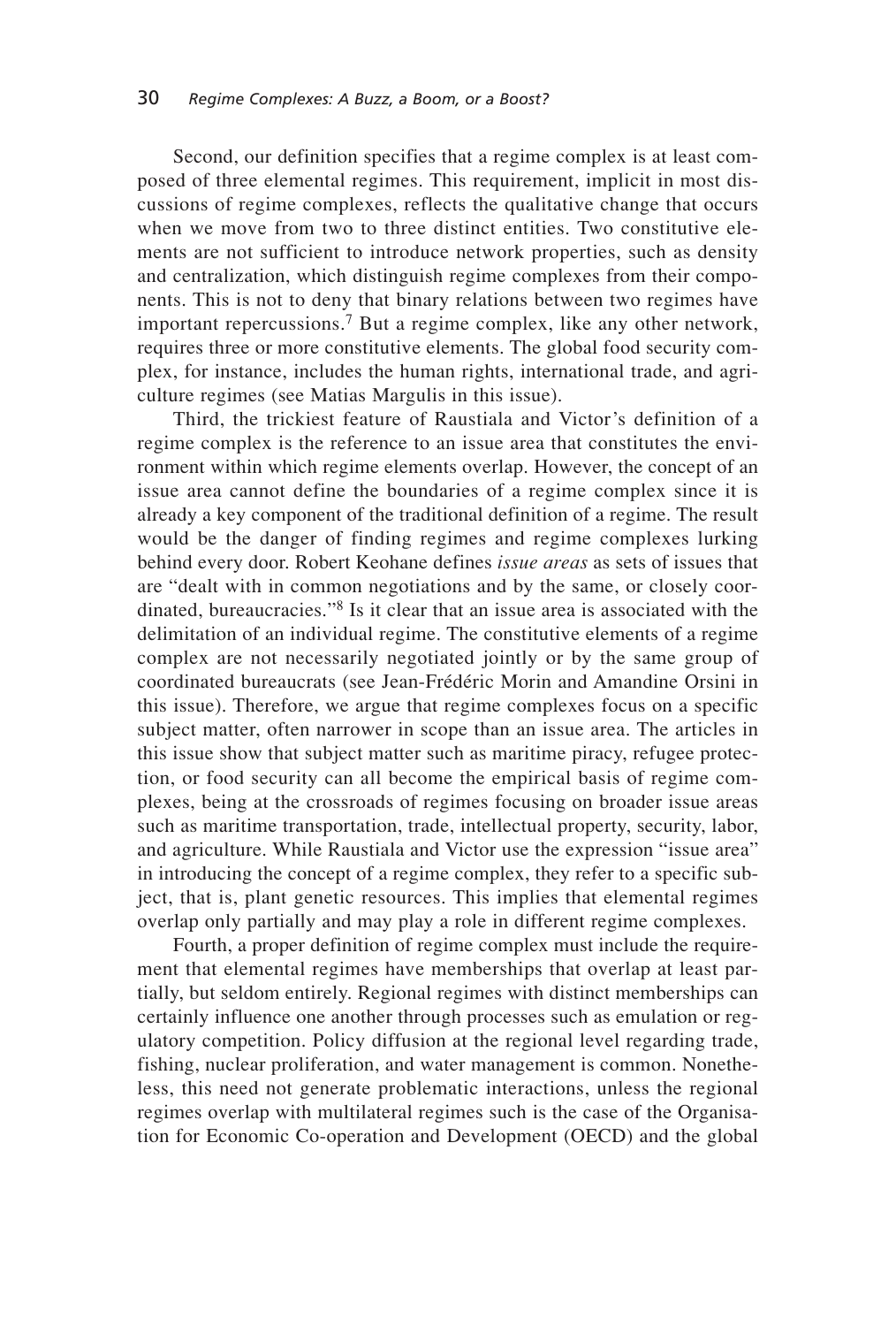Second, our definition specifies that a regime complex is at least composed of three elemental regimes. This requirement, implicit in most discussions of regime complexes, reflects the qualitative change that occurs when we move from two to three distinct entities. Two constitutive elements are not sufficient to introduce network properties, such as density and centralization, which distinguish regime complexes from their components. This is not to deny that binary relations between two regimes have important repercussions.[7] But a regime complex, like any other network, requires three or more constitutive elements. The global food security complex, for instance, includes the human rights, international trade, and agriculture regimes (see Matias Margulis in this issue).

Third, the trickiest feature of Raustiala and Victor's definition of a regime complex is the reference to an issue area that constitutes the environment within which regime elements overlap. However, the concept of an issue area cannot define the boundaries of a regime complex since it is already a key component of the traditional definition of a regime. The result would be the danger of finding regimes and regime complexes lurking behind every door. Robert Keohane defines *issue areas* as sets of issues that are "dealt with in common negotiations and by the same, or closely coordinated, bureaucracies."[8] Is it clear that an issue area is associated with the delimitation of an individual regime. The constitutive elements of a regime complex are not necessarily negotiated jointly or by the same group of coordinated bureaucrats (see Jean-Frédéric Morin and Amandine Orsini in this issue). Therefore, we argue that regime complexes focus on a specific subject matter, often narrower in scope than an issue area. The articles in this issue show that subject matter such as maritime piracy, refugee protection, or food security can all become the empirical basis of regime complexes, being at the crossroads of regimes focusing on broader issue areas such as maritime transportation, trade, intellectual property, security, labor, and agriculture. While Raustiala and Victor use the expression "issue area" in introducing the concept of a regime complex, they refer to a specific subject, that is, plant genetic resources. This implies that elemental regimes overlap only partially and may play a role in different regime complexes.

Fourth, a proper definition of regime complex must include the requirement that elemental regimes have memberships that overlap at least partially, but seldom entirely. Regional regimes with distinct memberships can certainly influence one another through processes such as emulation or regulatory competition. Policy diffusion at the regional level regarding trade, fishing, nuclear proliferation, and water management is common. Nonetheless, this need not generate problematic interactions, unless the regional regimes overlap with multilateral regimes such is the case of the Organisation for Economic Co-operation and Development (OECD) and the global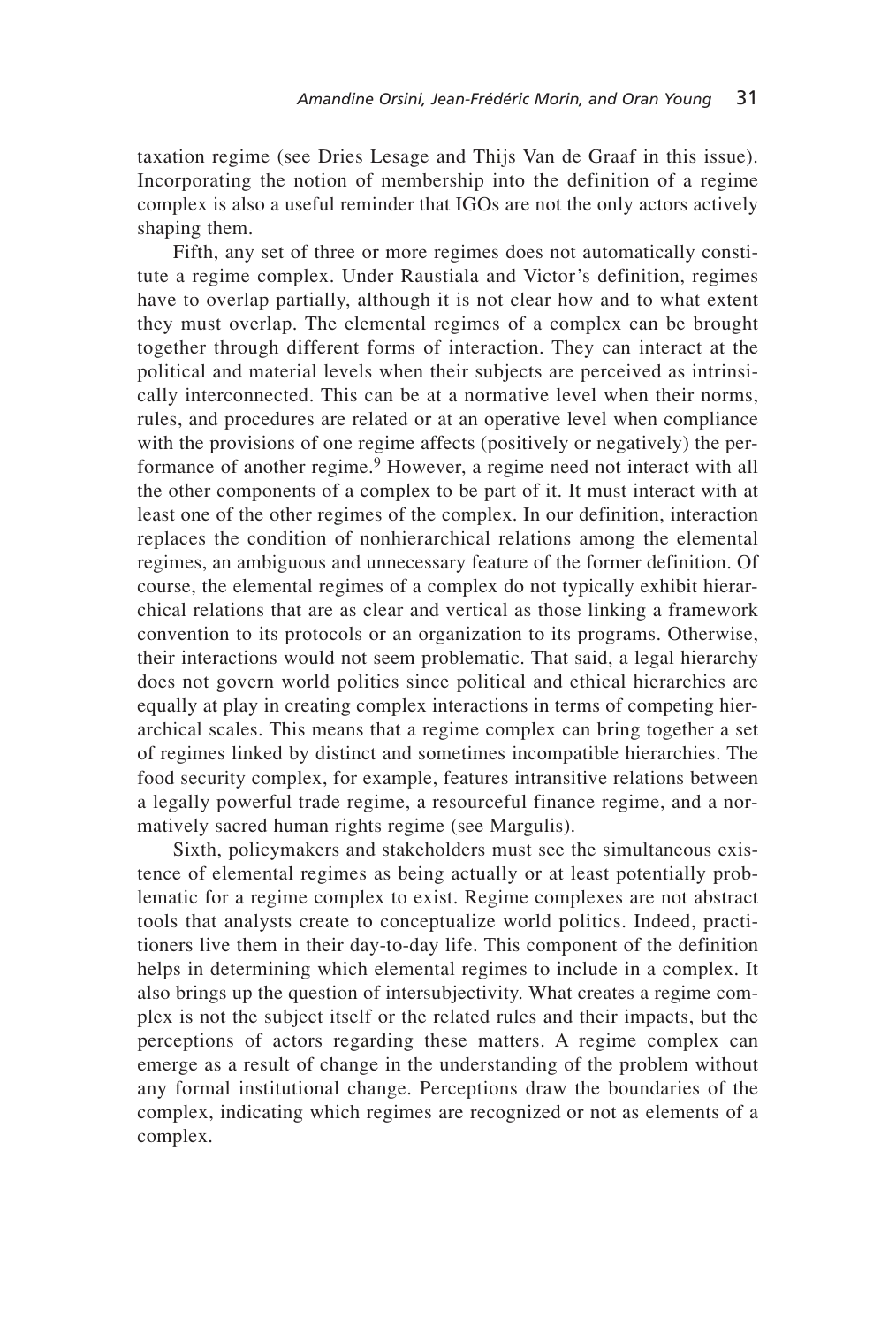taxation regime (see Dries Lesage and Thijs Van de Graaf in this issue). Incorporating the notion of membership into the definition of a regime complex is also a useful reminder that IGOs are not the only actors actively shaping them.

Fifth, any set of three or more regimes does not automatically constitute a regime complex. Under Raustiala and Victor's definition, regimes have to overlap partially, although it is not clear how and to what extent they must overlap. The elemental regimes of a complex can be brought together through different forms of interaction. They can interact at the political and material levels when their subjects are perceived as intrinsically interconnected. This can be at a normative level when their norms, rules, and procedures are related or at an operative level when compliance with the provisions of one regime affects (positively or negatively) the performance of another regime.[9] However, a regime need not interact with all the other components of a complex to be part of it. It must interact with at least one of the other regimes of the complex. In our definition, interaction replaces the condition of nonhierarchical relations among the elemental regimes, an ambiguous and unnecessary feature of the former definition. Of course, the elemental regimes of a complex do not typically exhibit hierarchical relations that are as clear and vertical as those linking a framework convention to its protocols or an organization to its programs. Otherwise, their interactions would not seem problematic. That said, a legal hierarchy does not govern world politics since political and ethical hierarchies are equally at play in creating complex interactions in terms of competing hierarchical scales. This means that a regime complex can bring together a set of regimes linked by distinct and sometimes incompatible hierarchies. The food security complex, for example, features intransitive relations between a legally powerful trade regime, a resourceful finance regime, and a normatively sacred human rights regime (see Margulis).

Sixth, policymakers and stakeholders must see the simultaneous existence of elemental regimes as being actually or at least potentially problematic for a regime complex to exist. Regime complexes are not abstract tools that analysts create to conceptualize world politics. Indeed, practitioners live them in their day-to-day life. This component of the definition helps in determining which elemental regimes to include in a complex. It also brings up the question of intersubjectivity. What creates a regime complex is not the subject itself or the related rules and their impacts, but the perceptions of actors regarding these matters. A regime complex can emerge as a result of change in the understanding of the problem without any formal institutional change. Perceptions draw the boundaries of the complex, indicating which regimes are recognized or not as elements of a complex.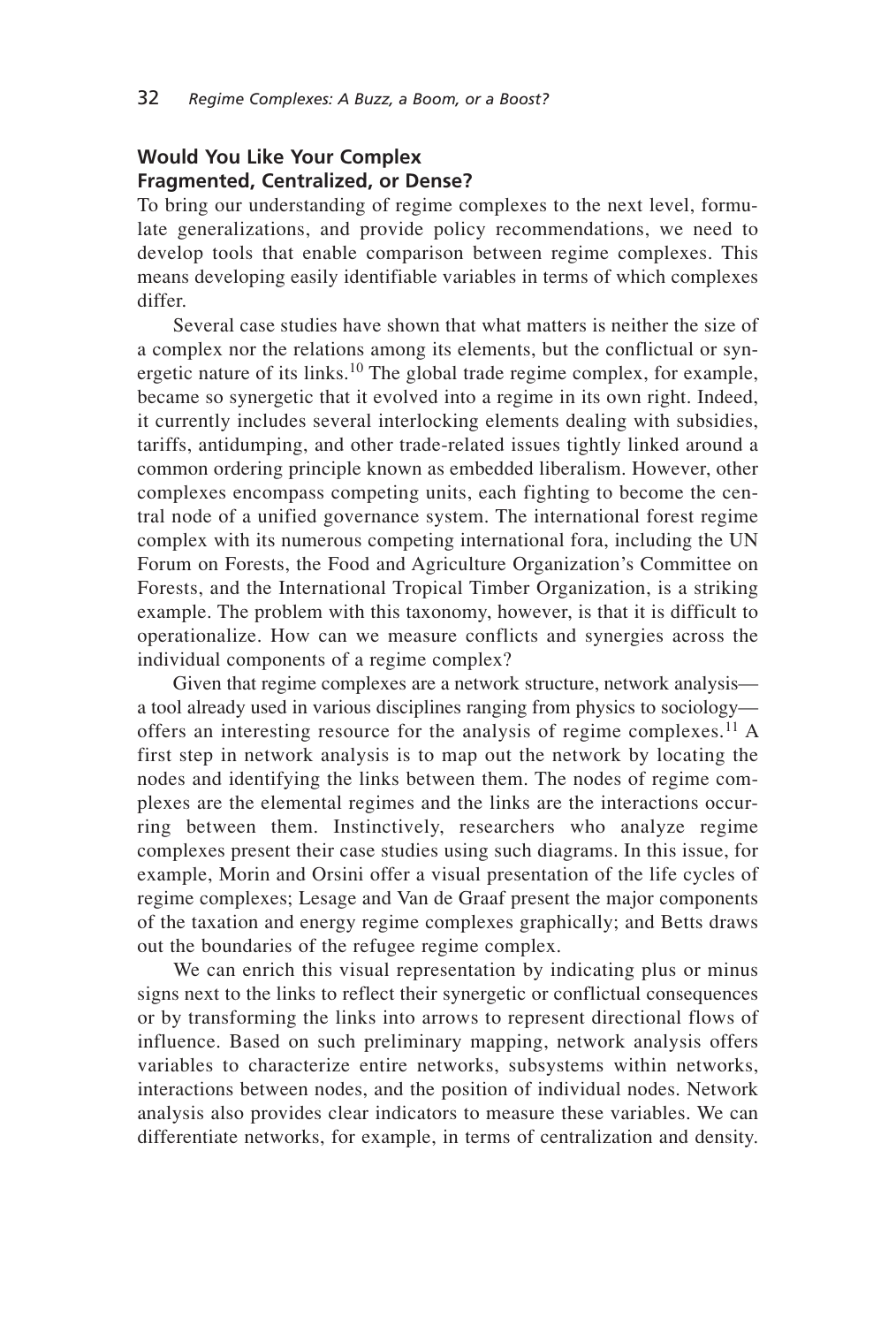### Would You Like Your Complex Fragmented, Centralized, or Dense?

To bring our understanding of regime complexes to the next level, formulate generalizations, and provide policy recommendations, we need to develop tools that enable comparison between regime complexes. This means developing easily identifiable variables in terms of which complexes differ.

Several case studies have shown that what matters is neither the size of a complex nor the relations among its elements, but the conflictual or synergetic nature of its links.[10] The global trade regime complex, for example, became so synergetic that it evolved into a regime in its own right. Indeed, it currently includes several interlocking elements dealing with subsidies, tariffs, antidumping, and other trade-related issues tightly linked around a common ordering principle known as embedded liberalism. However, other complexes encompass competing units, each fighting to become the central node of a unified governance system. The international forest regime complex with its numerous competing international fora, including the UN Forum on Forests, the Food and Agriculture Organization's Committee on Forests, and the International Tropical Timber Organization, is a striking example. The problem with this taxonomy, however, is that it is difficult to operationalize. How can we measure conflicts and synergies across the individual components of a regime complex?

Given that regime complexes are a network structure, network analysis—a tool already used in various disciplines ranging from physics to sociology—offers an interesting resource for the analysis of regime complexes.[11] A first step in network analysis is to map out the network by locating the nodes and identifying the links between them. The nodes of regime complexes are the elemental regimes and the links are the interactions occurring between them. Instinctively, researchers who analyze regime complexes present their case studies using such diagrams. In this issue, for example, Morin and Orsini offer a visual presentation of the life cycles of regime complexes; Lesage and Van de Graaf present the major components of the taxation and energy regime complexes graphically; and Betts draws out the boundaries of the refugee regime complex.

We can enrich this visual representation by indicating plus or minus signs next to the links to reflect their synergetic or conflictual consequences or by transforming the links into arrows to represent directional flows of influence. Based on such preliminary mapping, network analysis offers variables to characterize entire networks, subsystems within networks, interactions between nodes, and the position of individual nodes. Network analysis also provides clear indicators to measure these variables. We can differentiate networks, for example, in terms of centralization and density.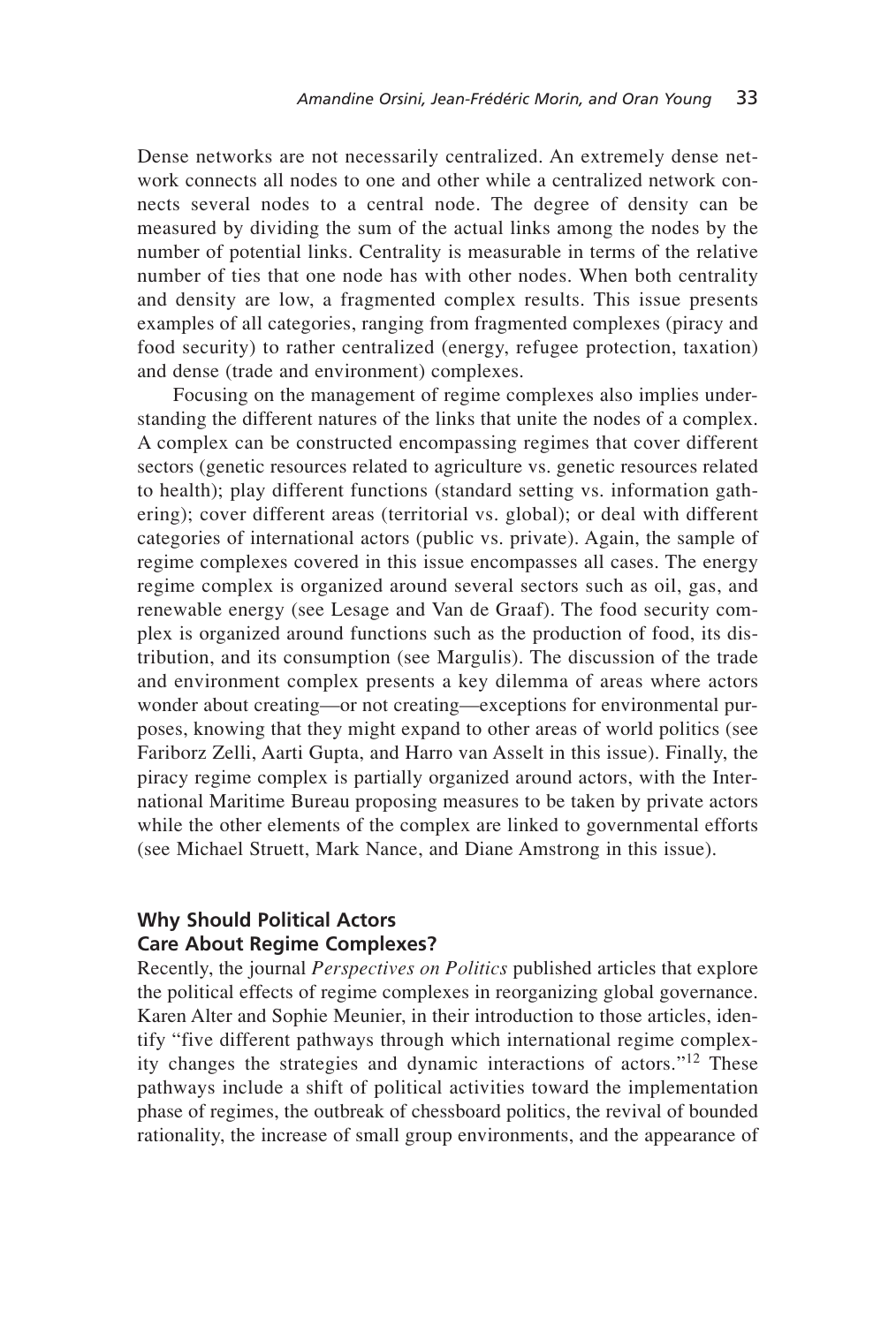Dense networks are not necessarily centralized. An extremely dense network connects all nodes to one and other while a centralized network connects several nodes to a central node. The degree of density can be measured by dividing the sum of the actual links among the nodes by the number of potential links. Centrality is measurable in terms of the relative number of ties that one node has with other nodes. When both centrality and density are low, a fragmented complex results. This issue presents examples of all categories, ranging from fragmented complexes (piracy and food security) to rather centralized (energy, refugee protection, taxation) and dense (trade and environment) complexes.

Focusing on the management of regime complexes also implies understanding the different natures of the links that unite the nodes of a complex. A complex can be constructed encompassing regimes that cover different sectors (genetic resources related to agriculture vs. genetic resources related to health); play different functions (standard setting vs. information gathering); cover different areas (territorial vs. global); or deal with different categories of international actors (public vs. private). Again, the sample of regime complexes covered in this issue encompasses all cases. The energy regime complex is organized around several sectors such as oil, gas, and renewable energy (see Lesage and Van de Graaf). The food security complex is organized around functions such as the production of food, its distribution, and its consumption (see Margulis). The discussion of the trade and environment complex presents a key dilemma of areas where actors wonder about creating—or not creating—exceptions for environmental purposes, knowing that they might expand to other areas of world politics (see Fariborz Zelli, Aarti Gupta, and Harro van Asselt in this issue). Finally, the piracy regime complex is partially organized around actors, with the International Maritime Bureau proposing measures to be taken by private actors while the other elements of the complex are linked to governmental efforts (see Michael Struett, Mark Nance, and Diane Amstrong in this issue).

## Why Should Political Actors Care About Regime Complexes?

Recently, the journal *Perspectives on Politics* published articles that explore the political effects of regime complexes in reorganizing global governance. Karen Alter and Sophie Meunier, in their introduction to those articles, identify "five different pathways through which international regime complexity changes the strategies and dynamic interactions of actors."[12] These pathways include a shift of political activities toward the implementation phase of regimes, the outbreak of chessboard politics, the revival of bounded rationality, the increase of small group environments, and the appearance of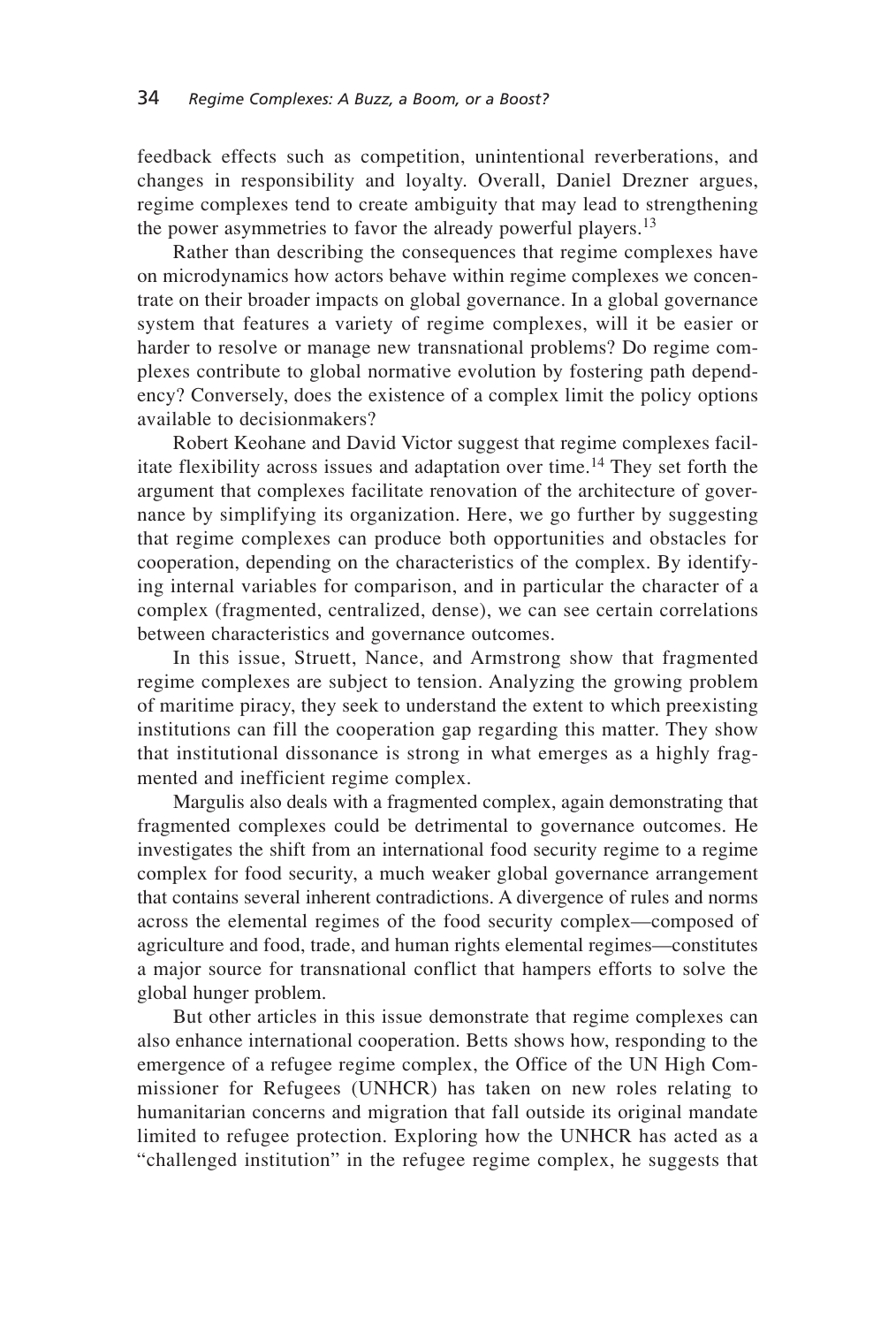feedback effects such as competition, unintentional reverberations, and changes in responsibility and loyalty. Overall, Daniel Drezner argues, regime complexes tend to create ambiguity that may lead to strengthening the power asymmetries to favor the already powerful players.[13]

Rather than describing the consequences that regime complexes have on microdynamics how actors behave within regime complexes we concentrate on their broader impacts on global governance. In a global governance system that features a variety of regime complexes, will it be easier or harder to resolve or manage new transnational problems? Do regime complexes contribute to global normative evolution by fostering path dependency? Conversely, does the existence of a complex limit the policy options available to decisionmakers?

Robert Keohane and David Victor suggest that regime complexes facilitate flexibility across issues and adaptation over time.[14] They set forth the argument that complexes facilitate renovation of the architecture of governance by simplifying its organization. Here, we go further by suggesting that regime complexes can produce both opportunities and obstacles for cooperation, depending on the characteristics of the complex. By identifying internal variables for comparison, and in particular the character of a complex (fragmented, centralized, dense), we can see certain correlations between characteristics and governance outcomes.

In this issue, Struett, Nance, and Armstrong show that fragmented regime complexes are subject to tension. Analyzing the growing problem of maritime piracy, they seek to understand the extent to which preexisting institutions can fill the cooperation gap regarding this matter. They show that institutional dissonance is strong in what emerges as a highly fragmented and inefficient regime complex.

Margulis also deals with a fragmented complex, again demonstrating that fragmented complexes could be detrimental to governance outcomes. He investigates the shift from an international food security regime to a regime complex for food security, a much weaker global governance arrangement that contains several inherent contradictions. A divergence of rules and norms across the elemental regimes of the food security complex—composed of agriculture and food, trade, and human rights elemental regimes—constitutes a major source for transnational conflict that hampers efforts to solve the global hunger problem.

But other articles in this issue demonstrate that regime complexes can also enhance international cooperation. Betts shows how, responding to the emergence of a refugee regime complex, the Office of the UN High Commissioner for Refugees (UNHCR) has taken on new roles relating to humanitarian concerns and migration that fall outside its original mandate limited to refugee protection. Exploring how the UNHCR has acted as a "challenged institution" in the refugee regime complex, he suggests that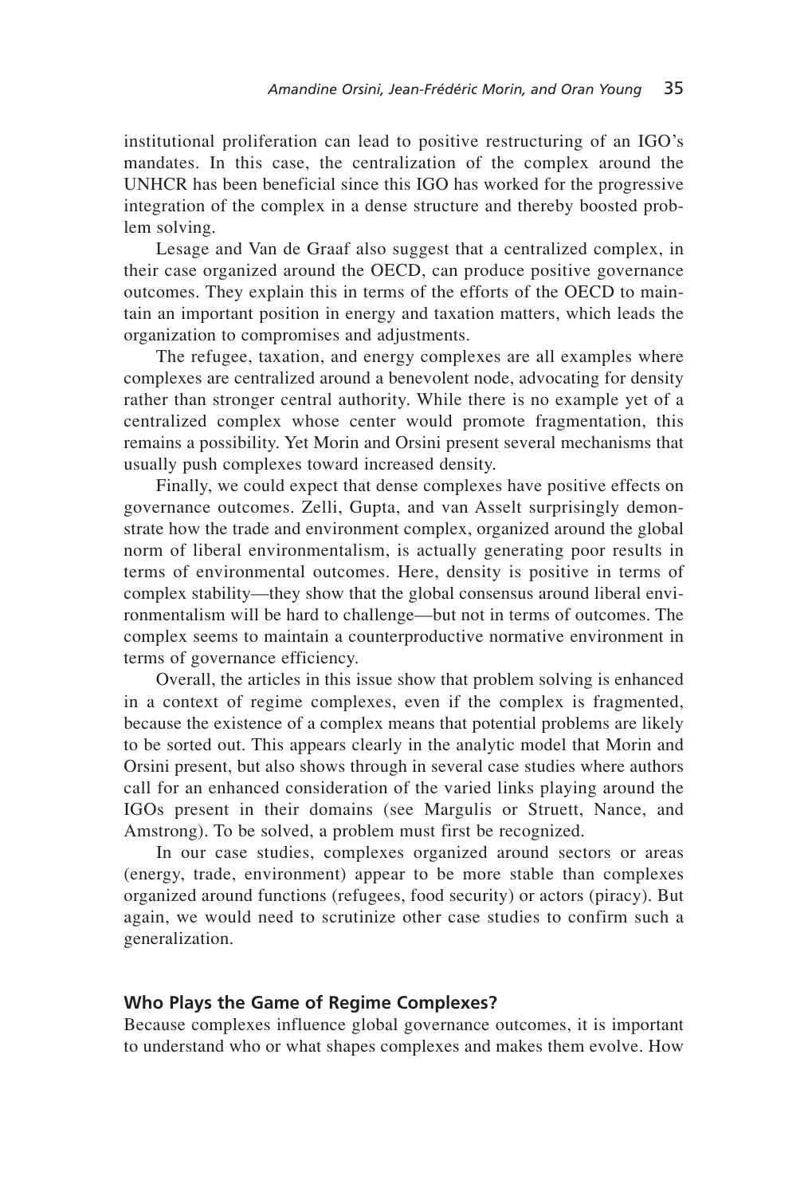institutional proliferation can lead to positive restructuring of an IGO's mandates. In this case, the centralization of the complex around the UNHCR has been beneficial since this IGO has worked for the progressive integration of the complex in a dense structure and thereby boosted problem solving.

Lesage and Van de Graaf also suggest that a centralized complex, in their case organized around the OECD, can produce positive governance outcomes. They explain this in terms of the efforts of the OECD to maintain an important position in energy and taxation matters, which leads the organization to compromises and adjustments.

The refugee, taxation, and energy complexes are all examples where complexes are centralized around a benevolent node, advocating for density rather than stronger central authority. While there is no example yet of a centralized complex whose center would promote fragmentation, this remains a possibility. Yet Morin and Orsini present several mechanisms that usually push complexes toward increased density.

Finally, we could expect that dense complexes have positive effects on governance outcomes. Zelli, Gupta, and van Asselt surprisingly demonstrate how the trade and environment complex, organized around the global norm of liberal environmentalism, is actually generating poor results in terms of environmental outcomes. Here, density is positive in terms of complex stability—they show that the global consensus around liberal environmentalism will be hard to challenge—but not in terms of outcomes. The complex seems to maintain a counterproductive normative environment in terms of governance efficiency.

Overall, the articles in this issue show that problem solving is enhanced in a context of regime complexes, even if the complex is fragmented, because the existence of a complex means that potential problems are likely to be sorted out. This appears clearly in the analytic model that Morin and Orsini present, but also shows through in several case studies where authors call for an enhanced consideration of the varied links playing around the IGOs present in their domains (see Margulis or Struett, Nance, and Amstrong). To be solved, a problem must first be recognized.

In our case studies, complexes organized around sectors or areas (energy, trade, environment) appear to be more stable than complexes organized around functions (refugees, food security) or actors (piracy). But again, we would need to scrutinize other case studies to confirm such a generalization.

## Who Plays the Game of Regime Complexes?

Because complexes influence global governance outcomes, it is important to understand who or what shapes complexes and makes them evolve. How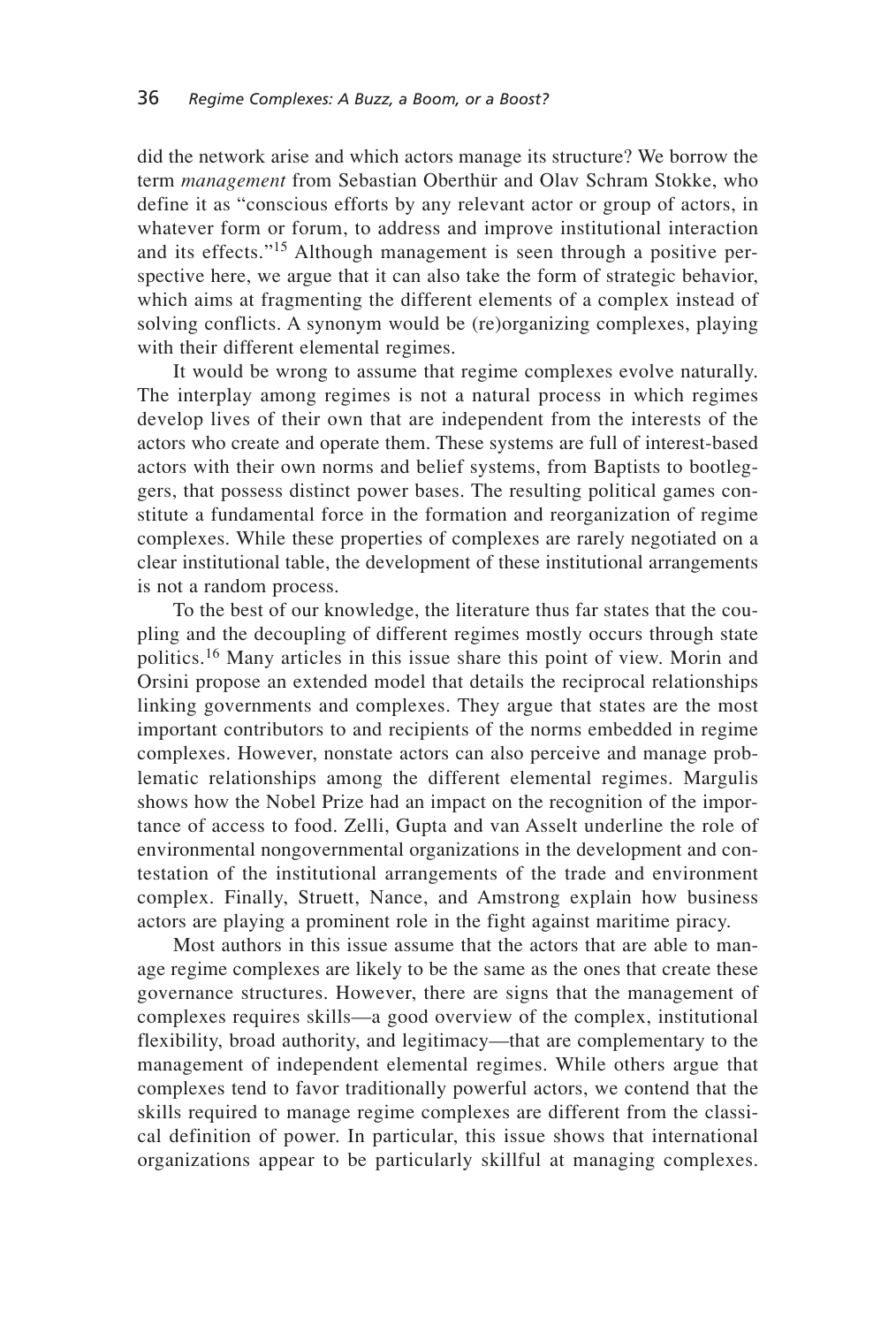did the network arise and which actors manage its structure? We borrow the term *management* from Sebastian Oberthür and Olav Schram Stokke, who define it as "conscious efforts by any relevant actor or group of actors, in whatever form or forum, to address and improve institutional interaction and its effects."[15] Although management is seen through a positive perspective here, we argue that it can also take the form of strategic behavior, which aims at fragmenting the different elements of a complex instead of solving conflicts. A synonym would be (re)organizing complexes, playing with their different elemental regimes.

It would be wrong to assume that regime complexes evolve naturally. The interplay among regimes is not a natural process in which regimes develop lives of their own that are independent from the interests of the actors who create and operate them. These systems are full of interest-based actors with their own norms and belief systems, from Baptists to bootleggers, that possess distinct power bases. The resulting political games constitute a fundamental force in the formation and reorganization of regime complexes. While these properties of complexes are rarely negotiated on a clear institutional table, the development of these institutional arrangements is not a random process.

To the best of our knowledge, the literature thus far states that the coupling and the decoupling of different regimes mostly occurs through state politics.[16] Many articles in this issue share this point of view. Morin and Orsini propose an extended model that details the reciprocal relationships linking governments and complexes. They argue that states are the most important contributors to and recipients of the norms embedded in regime complexes. However, nonstate actors can also perceive and manage problematic relationships among the different elemental regimes. Margulis shows how the Nobel Prize had an impact on the recognition of the importance of access to food. Zelli, Gupta and van Asselt underline the role of environmental nongovernmental organizations in the development and contestation of the institutional arrangements of the trade and environment complex. Finally, Struett, Nance, and Amstrong explain how business actors are playing a prominent role in the fight against maritime piracy.

Most authors in this issue assume that the actors that are able to manage regime complexes are likely to be the same as the ones that create these governance structures. However, there are signs that the management of complexes requires skills—a good overview of the complex, institutional flexibility, broad authority, and legitimacy—that are complementary to the management of independent elemental regimes. While others argue that complexes tend to favor traditionally powerful actors, we contend that the skills required to manage regime complexes are different from the classical definition of power. In particular, this issue shows that international organizations appear to be particularly skillful at managing complexes.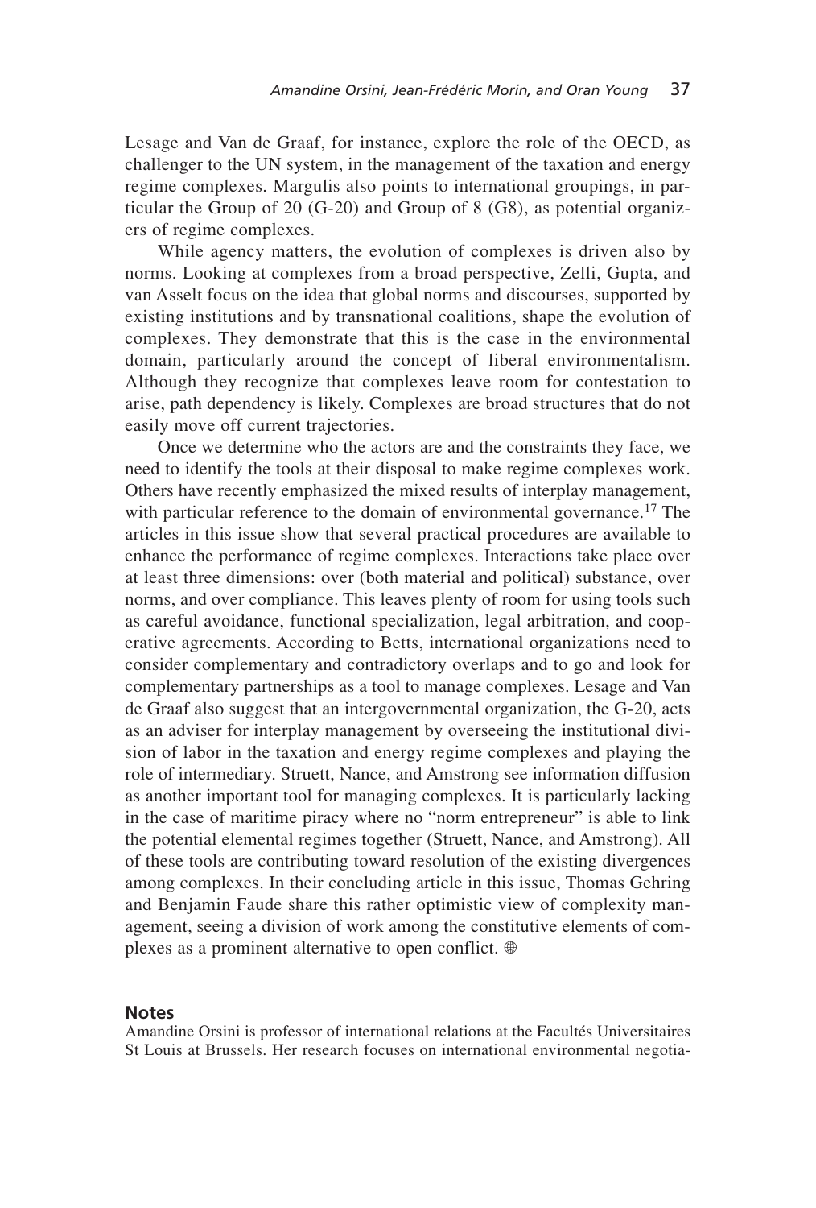Lesage and Van de Graaf, for instance, explore the role of the OECD, as challenger to the UN system, in the management of the taxation and energy regime complexes. Margulis also points to international groupings, in particular the Group of 20 (G-20) and Group of 8 (G8), as potential organizers of regime complexes.

While agency matters, the evolution of complexes is driven also by norms. Looking at complexes from a broad perspective, Zelli, Gupta, and van Asselt focus on the idea that global norms and discourses, supported by existing institutions and by transnational coalitions, shape the evolution of complexes. They demonstrate that this is the case in the environmental domain, particularly around the concept of liberal environmentalism. Although they recognize that complexes leave room for contestation to arise, path dependency is likely. Complexes are broad structures that do not easily move off current trajectories.

Once we determine who the actors are and the constraints they face, we need to identify the tools at their disposal to make regime complexes work. Others have recently emphasized the mixed results of interplay management, with particular reference to the domain of environmental governance.[17] The articles in this issue show that several practical procedures are available to enhance the performance of regime complexes. Interactions take place over at least three dimensions: over (both material and political) substance, over norms, and over compliance. This leaves plenty of room for using tools such as careful avoidance, functional specialization, legal arbitration, and cooperative agreements. According to Betts, international organizations need to consider complementary and contradictory overlaps and to go and look for complementary partnerships as a tool to manage complexes. Lesage and Van de Graaf also suggest that an intergovernmental organization, the G-20, acts as an adviser for interplay management by overseeing the institutional division of labor in the taxation and energy regime complexes and playing the role of intermediary. Struett, Nance, and Amstrong see information diffusion as another important tool for managing complexes. It is particularly lacking in the case of maritime piracy where no "norm entrepreneur" is able to link the potential elemental regimes together (Struett, Nance, and Amstrong). All of these tools are contributing toward resolution of the existing divergences among complexes. In their concluding article in this issue, Thomas Gehring and Benjamin Faude share this rather optimistic view of complexity management, seeing a division of work among the constitutive elements of complexes as a prominent alternative to open conflict. ⊕

## Notes

Amandine Orsini is professor of international relations at the Facultés Universitaires St Louis at Brussels. Her research focuses on international environmental negotia-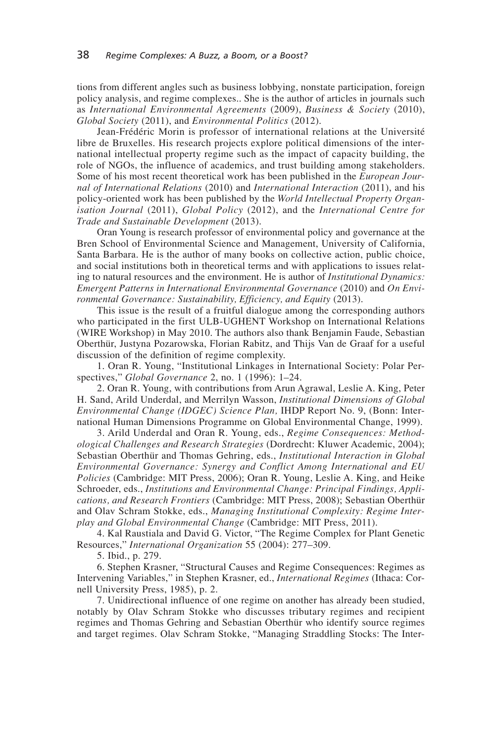tions from different angles such as business lobbying, nonstate participation, foreign policy analysis, and regime complexes.. She is the author of articles in journals such as *International Environmental Agreements* (2009), *Business & Society* (2010), *Global Society* (2011), and *Environmental Politics* (2012).

Jean-Frédéric Morin is professor of international relations at the Université libre de Bruxelles. His research projects explore political dimensions of the international intellectual property regime such as the impact of capacity building, the role of NGOs, the influence of academics, and trust building among stakeholders. Some of his most recent theoretical work has been published in the *European Journal of International Relations* (2010) and *International Interaction* (2011), and his policy-oriented work has been published by the *World Intellectual Property Organisation Journal* (2011), *Global Policy* (2012), and the *International Centre for Trade and Sustainable Development* (2013).

Oran Young is research professor of environmental policy and governance at the Bren School of Environmental Science and Management, University of California, Santa Barbara. He is the author of many books on collective action, public choice, and social institutions both in theoretical terms and with applications to issues relating to natural resources and the environment. He is author of *Institutional Dynamics: Emergent Patterns in International Environmental Governance* (2010) and *On Environmental Governance: Sustainability, Efficiency, and Equity* (2013).

This issue is the result of a fruitful dialogue among the corresponding authors who participated in the first ULB-UGHENT Workshop on International Relations (WIRE Workshop) in May 2010. The authors also thank Benjamin Faude, Sebastian Oberthür, Justyna Pozarowska, Florian Rabitz, and Thijs Van de Graaf for a useful discussion of the definition of regime complexity.

1. Oran R. Young, "Institutional Linkages in International Society: Polar Perspectives," *Global Governance* 2, no. 1 (1996): 1–24.

2. Oran R. Young, with contributions from Arun Agrawal, Leslie A. King, Peter H. Sand, Arild Underdal, and Merrilyn Wasson, *Institutional Dimensions of Global Environmental Change (IDGEC) Science Plan,* IHDP Report No. 9, (Bonn: International Human Dimensions Programme on Global Environmental Change, 1999).

3. Arild Underdal and Oran R. Young, eds., *Regime Consequences: Methodological Challenges and Research Strategies* (Dordrecht: Kluwer Academic, 2004); Sebastian Oberthür and Thomas Gehring, eds., *Institutional Interaction in Global Environmental Governance: Synergy and Conflict Among International and EU Policies* (Cambridge: MIT Press, 2006); Oran R. Young, Leslie A. King, and Heike Schroeder, eds., *Institutions and Environmental Change: Principal Findings, Applications, and Research Frontiers* (Cambridge: MIT Press, 2008); Sebastian Oberthür and Olav Schram Stokke, eds., *Managing Institutional Complexity: Regime Interplay and Global Environmental Change* (Cambridge: MIT Press, 2011).

4. Kal Raustiala and David G. Victor, "The Regime Complex for Plant Genetic Resources," *International Organization* 55 (2004): 277–309.

5. Ibid., p. 279.

6. Stephen Krasner, "Structural Causes and Regime Consequences: Regimes as Intervening Variables," in Stephen Krasner, ed., *International Regimes* (Ithaca: Cornell University Press, 1985), p. 2.

7. Unidirectional influence of one regime on another has already been studied, notably by Olav Schram Stokke who discusses tributary regimes and recipient regimes and Thomas Gehring and Sebastian Oberthür who identify source regimes and target regimes. Olav Schram Stokke, "Managing Straddling Stocks: The Inter-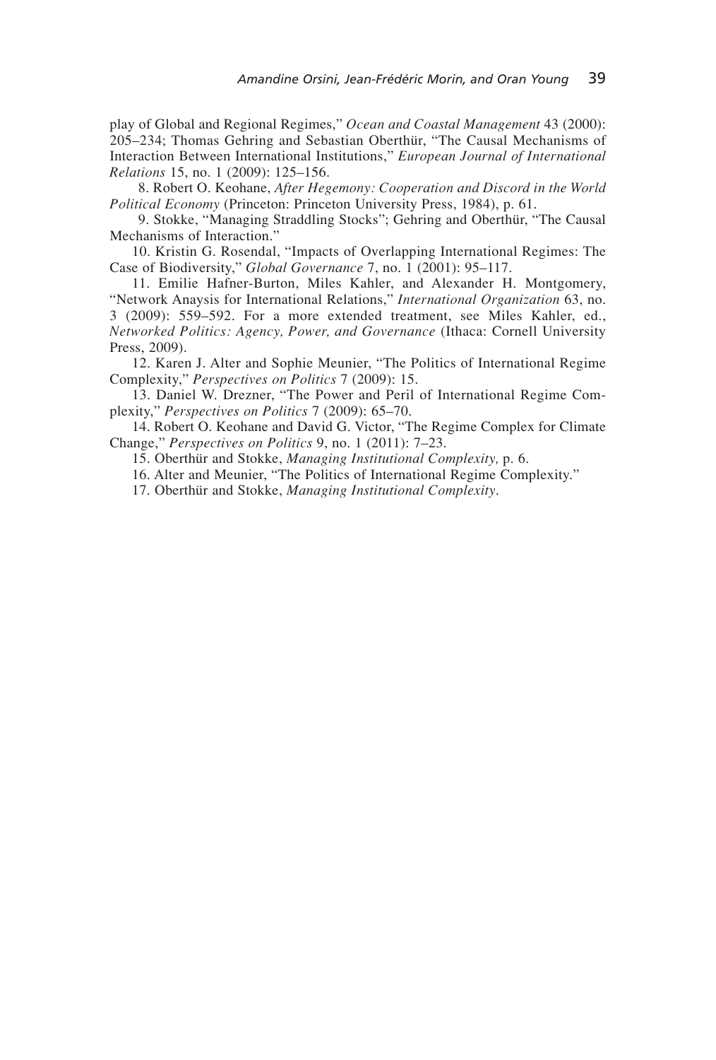play of Global and Regional Regimes," *Ocean and Coastal Management* 43 (2000): 205–234; Thomas Gehring and Sebastian Oberthür, "The Causal Mechanisms of Interaction Between International Institutions," *European Journal of International Relations* 15, no. 1 (2009): 125–156.

8. Robert O. Keohane, *After Hegemony: Cooperation and Discord in the World Political Economy* (Princeton: Princeton University Press, 1984), p. 61.

9. Stokke, "Managing Straddling Stocks"; Gehring and Oberthür, "The Causal Mechanisms of Interaction."

10. Kristin G. Rosendal, "Impacts of Overlapping International Regimes: The Case of Biodiversity," *Global Governance* 7, no. 1 (2001): 95–117.

11. Emilie Hafner-Burton, Miles Kahler, and Alexander H. Montgomery, "Network Anaysis for International Relations," *International Organization* 63, no. 3 (2009): 559–592. For a more extended treatment, see Miles Kahler, ed., *Networked Politics: Agency, Power, and Governance* (Ithaca: Cornell University Press, 2009).

12. Karen J. Alter and Sophie Meunier, "The Politics of International Regime Complexity," *Perspectives on Politics* 7 (2009): 15.

13. Daniel W. Drezner, "The Power and Peril of International Regime Complexity," *Perspectives on Politics* 7 (2009): 65–70.

14. Robert O. Keohane and David G. Victor, "The Regime Complex for Climate Change," *Perspectives on Politics* 9, no. 1 (2011): 7–23.

15. Oberthür and Stokke, *Managing Institutional Complexity,* p. 6.

16. Alter and Meunier, "The Politics of International Regime Complexity."

17. Oberthür and Stokke, *Managing Institutional Complexity*.